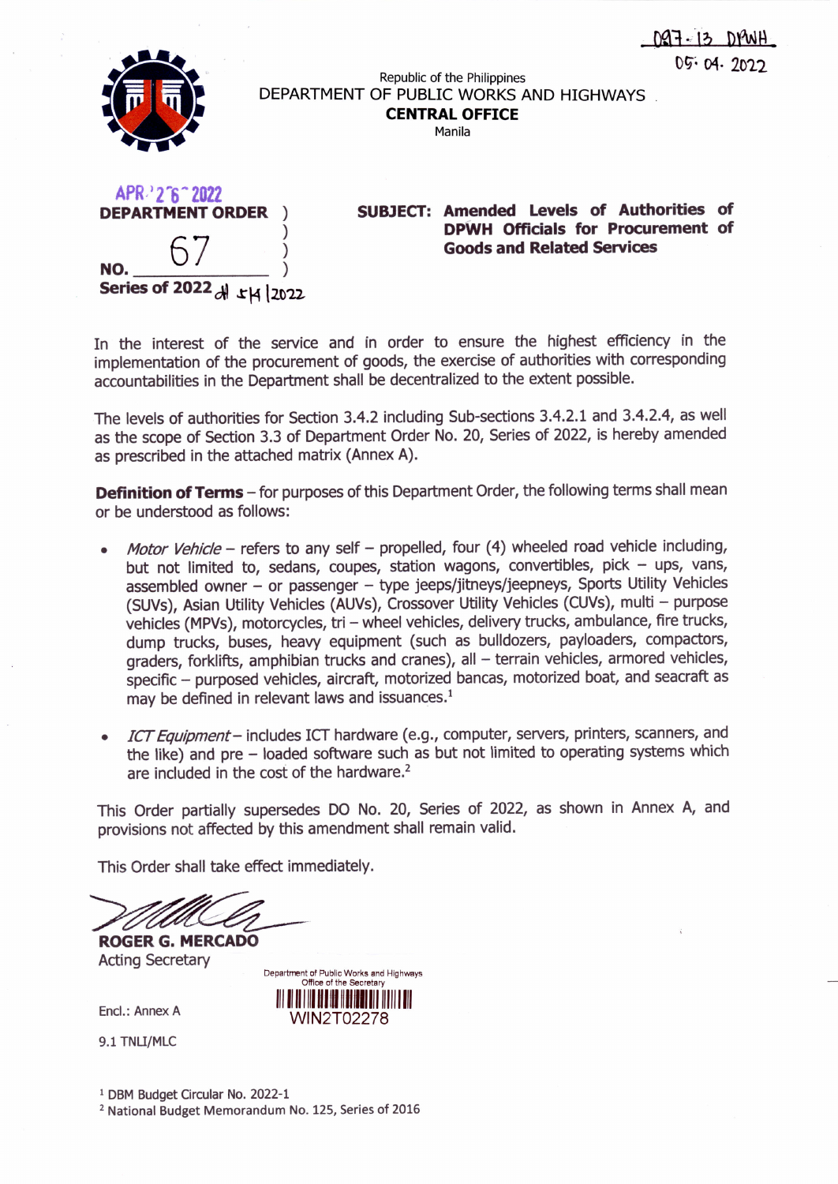097-13 DPWH
05. 04. 2022

Republic of the Philippines
DEPARTMENT OF PUBLIC WORKS AND HIGHWAYS
**CENTRAL OFFICE**
Manila

APR 26 2022

**DEPARTMENT ORDER**

NO. 67

**Series of 2022** 5/4/2022

**SUBJECT: Amended Levels of Authorities of DPWH Officials for Procurement of Goods and Related Services**

In the interest of the service and in order to ensure the highest efficiency in the implementation of the procurement of goods, the exercise of authorities with corresponding accountabilities in the Department shall be decentralized to the extent possible.

The levels of authorities for Section 3.4.2 including Sub-sections 3.4.2.1 and 3.4.2.4, as well as the scope of Section 3.3 of Department Order No. 20, Series of 2022, is hereby amended as prescribed in the attached matrix (Annex A).

**Definition of Terms** – for purposes of this Department Order, the following terms shall mean or be understood as follows:

- *Motor Vehicle* – refers to any self – propelled, four (4) wheeled road vehicle including, but not limited to, sedans, coupes, station wagons, convertibles, pick – ups, vans, assembled owner – or passenger – type jeeps/jitneys/jeepneys, Sports Utility Vehicles (SUVs), Asian Utility Vehicles (AUVs), Crossover Utility Vehicles (CUVs), multi – purpose vehicles (MPVs), motorcycles, tri – wheel vehicles, delivery trucks, ambulance, fire trucks, dump trucks, buses, heavy equipment (such as bulldozers, payloaders, compactors, graders, forklifts, amphibian trucks and cranes), all – terrain vehicles, armored vehicles, specific – purposed vehicles, aircraft, motorized bancas, motorized boat, and seacraft as may be defined in relevant laws and issuances.[1]

- *ICT Equipment* – includes ICT hardware (e.g., computer, servers, printers, scanners, and the like) and pre – loaded software such as but not limited to operating systems which are included in the cost of the hardware.[2]

This Order partially supersedes DO No. 20, Series of 2022, as shown in Annex A, and provisions not affected by this amendment shall remain valid.

This Order shall take effect immediately.

**ROGER G. MERCADO**
Acting Secretary

Department of Public Works and Highways
Office of the Secretary
WIN2T02278

Encl.: Annex A

9.1 TNLI/MLC

[1] DBM Budget Circular No. 2022-1
[2] National Budget Memorandum No. 125, Series of 2016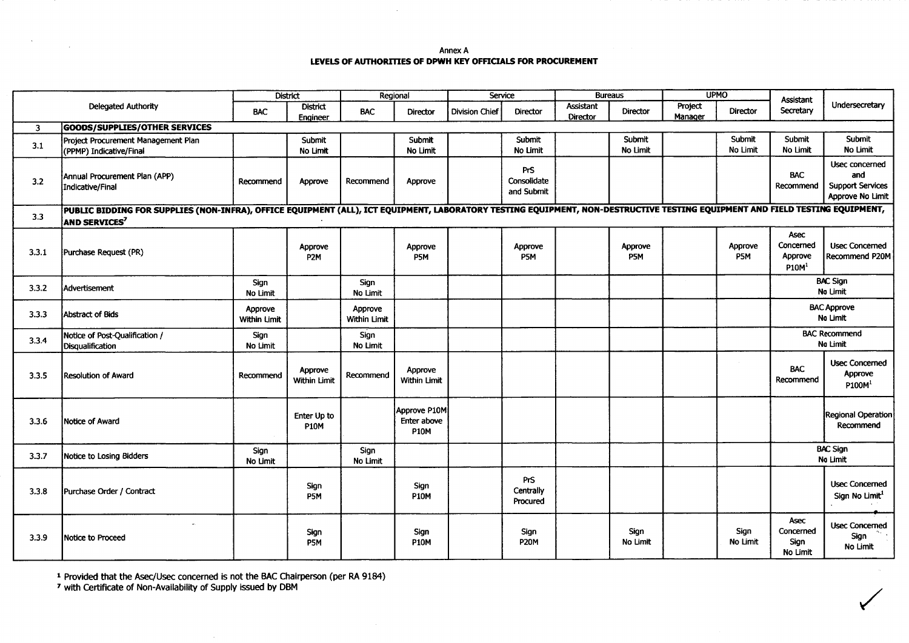Annex A

**LEVELS OF AUTHORITIES OF DPWH KEY OFFICIALS FOR PROCUREMENT**

| Delegated Authority | | District | | Regional | | Service | | Bureaus | | UPMO | | Assistant Secretary | Undersecretary |
|---|---|---|---|---|---|---|---|---|---|---|---|---|---|
| | | BAC | District Engineer | BAC | Director | Division Chief | Director | Assistant Director | Director | Project Manager | Director | | |
| **3** | **GOODS/SUPPLIES/OTHER SERVICES** | | | | | | | | | | | | |
| 3.1 | Project Procurement Management Plan (PPMP) Indicative/Final | | Submit No Limit | | Submit No Limit | | Submit No Limit | | Submit No Limit | | Submit No Limit | Submit No Limit | Submit No Limit |
| 3.2 | Annual Procurement Plan (APP) Indicative/Final | Recommend | Approve | Recommend | Approve | | PrS Consolidate and Submit | | | | | BAC Recommend | Usec concerned and Support Services Approve No Limit |
| 3.3 | **PUBLIC BIDDING FOR SUPPLIES (NON-INFRA), OFFICE EQUIPMENT (ALL), ICT EQUIPMENT, LABORATORY TESTING EQUIPMENT, NON-DESTRUCTIVE TESTING EQUIPMENT AND FIELD TESTING EQUIPMENT, AND SERVICES[7]** | | | | | | | | | | | | |
| 3.3.1 | Purchase Request (PR) | | Approve P2M | | Approve P5M | | Approve P5M | | Approve P5M | | Approve P5M | Asec Concerned Approve P10M[1] | Usec Concerned Recommend P20M |
| 3.3.2 | Advertisement | Sign No Limit | | Sign No Limit | | | | | | | | BAC Sign No Limit | |
| 3.3.3 | Abstract of Bids | Approve Within Limit | | Approve Within Limit | | | | | | | | BAC Approve No Limit | |
| 3.3.4 | Notice of Post-Qualification / Disqualification | Sign No Limit | | Sign No Limit | | | | | | | | BAC Recommend No Limit | |
| 3.3.5 | Resolution of Award | Recommend | Approve Within Limit | Recommend | Approve Within Limit | | | | | | | BAC Recommend | Usec Concerned Approve P100M[1] |
| 3.3.6 | Notice of Award | | Enter Up to P10M | | Approve P10M Enter above P10M | | | | | | | | Regional Operation Recommend |
| 3.3.7 | Notice to Losing Bidders | Sign No Limit | | Sign No Limit | | | | | | | | BAC Sign No Limit | |
| 3.3.8 | Purchase Order / Contract | | Sign P5M | | Sign P10M | | PrS Centrally Procured | | | | | | Usec Concerned Sign No Limit[1] |
| 3.3.9 | Notice to Proceed | | Sign P5M | | Sign P10M | | Sign P20M | | Sign No Limit | | Sign No Limit | Asec Concerned Sign No Limit | Usec Concerned Sign No Limit |

[1] Provided that the Asec/Usec concerned is not the BAC Chairperson (per RA 9184)

[7] with Certificate of Non-Availability of Supply issued by DBM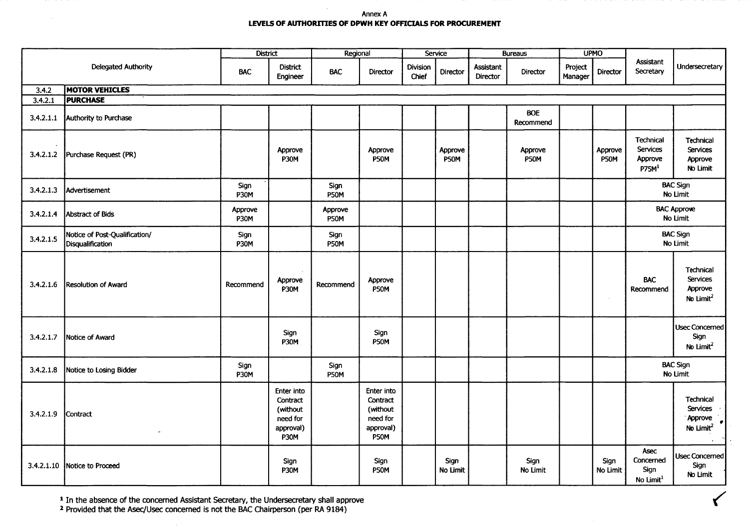Annex A

**LEVELS OF AUTHORITIES OF DPWH KEY OFFICIALS FOR PROCUREMENT**

| Delegated Authority | | District | | Regional | | Service | | Bureaus | | UPMO | | Assistant Secretary | Undersecretary |
|---|---|---|---|---|---|---|---|---|---|---|---|---|---|
| | | BAC | District Engineer | BAC | Director | Division Chief | Director | Assistant Director | Director | Project Manager | Director | | |
| 3.4.2 | **MOTOR VEHICLES** | | | | | | | | | | | | |
| 3.4.2.1 | **PURCHASE** | | | | | | | | | | | | |
| 3.4.2.1.1 | Authority to Purchase | | | | | | | | BOE Recommend | | | | |
| 3.4.2.1.2 | Purchase Request (PR) | | Approve P30M | | Approve P50M | | Approve P50M | | Approve P50M | | Approve P50M | Technical Services Approve P75M[1] | Technical Services Approve No Limit |
| 3.4.2.1.3 | Advertisement | Sign P30M | | Sign P50M | | | | | | | | BAC Sign No Limit | |
| 3.4.2.1.4 | Abstract of Bids | Approve P30M | | Approve P50M | | | | | | | | BAC Approve No Limit | |
| 3.4.2.1.5 | Notice of Post-Qualification/ Disqualification | Sign P30M | | Sign P50M | | | | | | | | BAC Sign No Limit | |
| 3.4.2.1.6 | Resolution of Award | Recommend | Approve P30M | Recommend | Approve P50M | | | | | | | BAC Recommend | Technical Services Approve No Limit[2] |
| 3.4.2.1.7 | Notice of Award | | Sign P30M | | Sign P50M | | | | | | | | Usec Concerned Sign No Limit[2] |
| 3.4.2.1.8 | Notice to Losing Bidder | Sign P30M | | Sign P50M | | | | | | | | BAC Sign No Limit | |
| 3.4.2.1.9 | Contract | | Enter into Contract (without need for approval) P30M | | Enter into Contract (without need for approval) P50M | | | | | | | | Technical Services Approve No Limit[2] |
| 3.4.2.1.10 | Notice to Proceed | | Sign P30M | | Sign P50M | | Sign No Limit | | Sign No Limit | | Sign No Limit | Asec Concerned Sign No Limit[1] | Usec Concerned Sign No Limit |

[1] In the absence of the concerned Assistant Secretary, the Undersecretary shall approve

[2] Provided that the Asec/Usec concerned is not the BAC Chairperson (per RA 9184)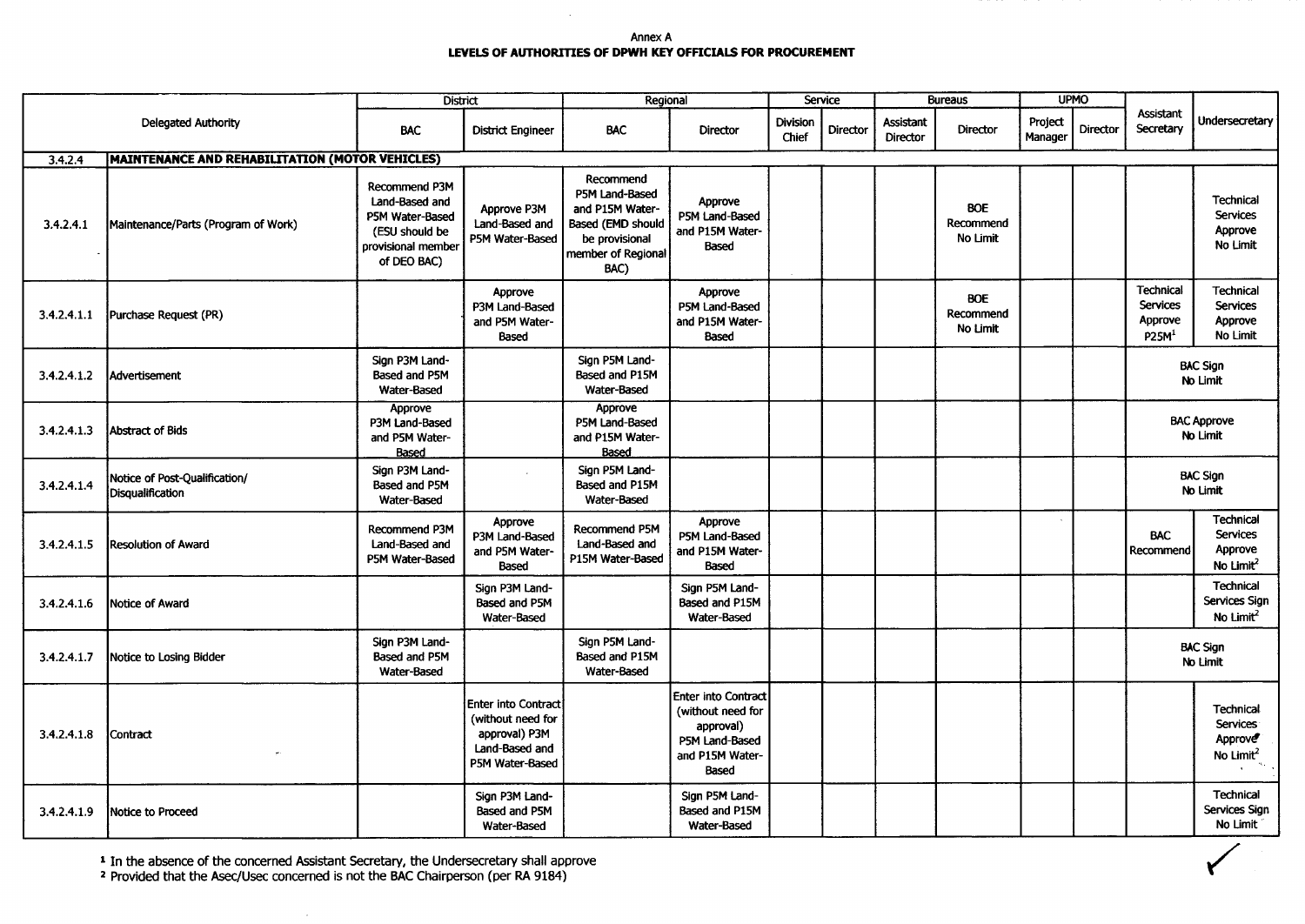Annex A

**LEVELS OF AUTHORITIES OF DPWH KEY OFFICIALS FOR PROCUREMENT**

| Delegated Authority | | District | | Regional | | Service | | Bureaus | | UPMO | | Assistant Secretary | Undersecretary |
|---|---|---|---|---|---|---|---|---|---|---|---|---|---|
| | | BAC | District Engineer | BAC | Director | Division Chief | Director | Assistant Director | Director | Project Manager | Director | | |
| 3.4.2.4 | **MAINTENANCE AND REHABILITATION (MOTOR VEHICLES)** | | | | | | | | | | | | |
| 3.4.2.4.1 | Maintenance/Parts (Program of Work) | Recommend P3M Land-Based and P5M Water-Based (ESU should be provisional member of DEO BAC) | Approve P3M Land-Based and P5M Water-Based | Recommend P5M Land-Based and P15M Water-Based (EMD should be provisional member of Regional BAC) | Approve P5M Land-Based and P15M Water-Based | | | | BOE Recommend No Limit | | | | Technical Services Approve No Limit |
| 3.4.2.4.1.1 | Purchase Request (PR) | | Approve P3M Land-Based and P5M Water-Based | | Approve P5M Land-Based and P15M Water-Based | | | | BOE Recommend No Limit | | | Technical Services Approve P25M[1] | Technical Services Approve No Limit |
| 3.4.2.4.1.2 | Advertisement | Sign P3M Land-Based and P5M Water-Based | | Sign P5M Land-Based and P15M Water-Based | | | | | | | | BAC Sign No Limit | |
| 3.4.2.4.1.3 | Abstract of Bids | Approve P3M Land-Based and P5M Water-Based | | Approve P5M Land-Based and P15M Water-Based | | | | | | | | BAC Approve No Limit | |
| 3.4.2.4.1.4 | Notice of Post-Qualification/ Disqualification | Sign P3M Land-Based and P5M Water-Based | | Sign P5M Land-Based and P15M Water-Based | | | | | | | | BAC Sign No Limit | |
| 3.4.2.4.1.5 | Resolution of Award | Recommend P3M Land-Based and P5M Water-Based | Approve P3M Land-Based and P5M Water-Based | Recommend P5M Land-Based and P15M Water-Based | Approve P5M Land-Based and P15M Water-Based | | | | | | | BAC Recommend | Technical Services Approve No Limit[2] |
| 3.4.2.4.1.6 | Notice of Award | | Sign P3M Land-Based and P5M Water-Based | | Sign P5M Land-Based and P15M Water-Based | | | | | | | | Technical Services Sign No Limit[2] |
| 3.4.2.4.1.7 | Notice to Losing Bidder | Sign P3M Land-Based and P5M Water-Based | | Sign P5M Land-Based and P15M Water-Based | | | | | | | | BAC Sign No Limit | |
| 3.4.2.4.1.8 | Contract | | Enter into Contract (without need for approval) P3M Land-Based and P5M Water-Based | | Enter into Contract (without need for approval) P5M Land-Based and P15M Water-Based | | | | | | | | Technical Services Approve No Limit[2] |
| 3.4.2.4.1.9 | Notice to Proceed | | Sign P3M Land-Based and P5M Water-Based | | Sign P5M Land-Based and P15M Water-Based | | | | | | | | Technical Services Sign No Limit |

[1] In the absence of the concerned Assistant Secretary, the Undersecretary shall approve

[2] Provided that the Asec/Usec concerned is not the BAC Chairperson (per RA 9184)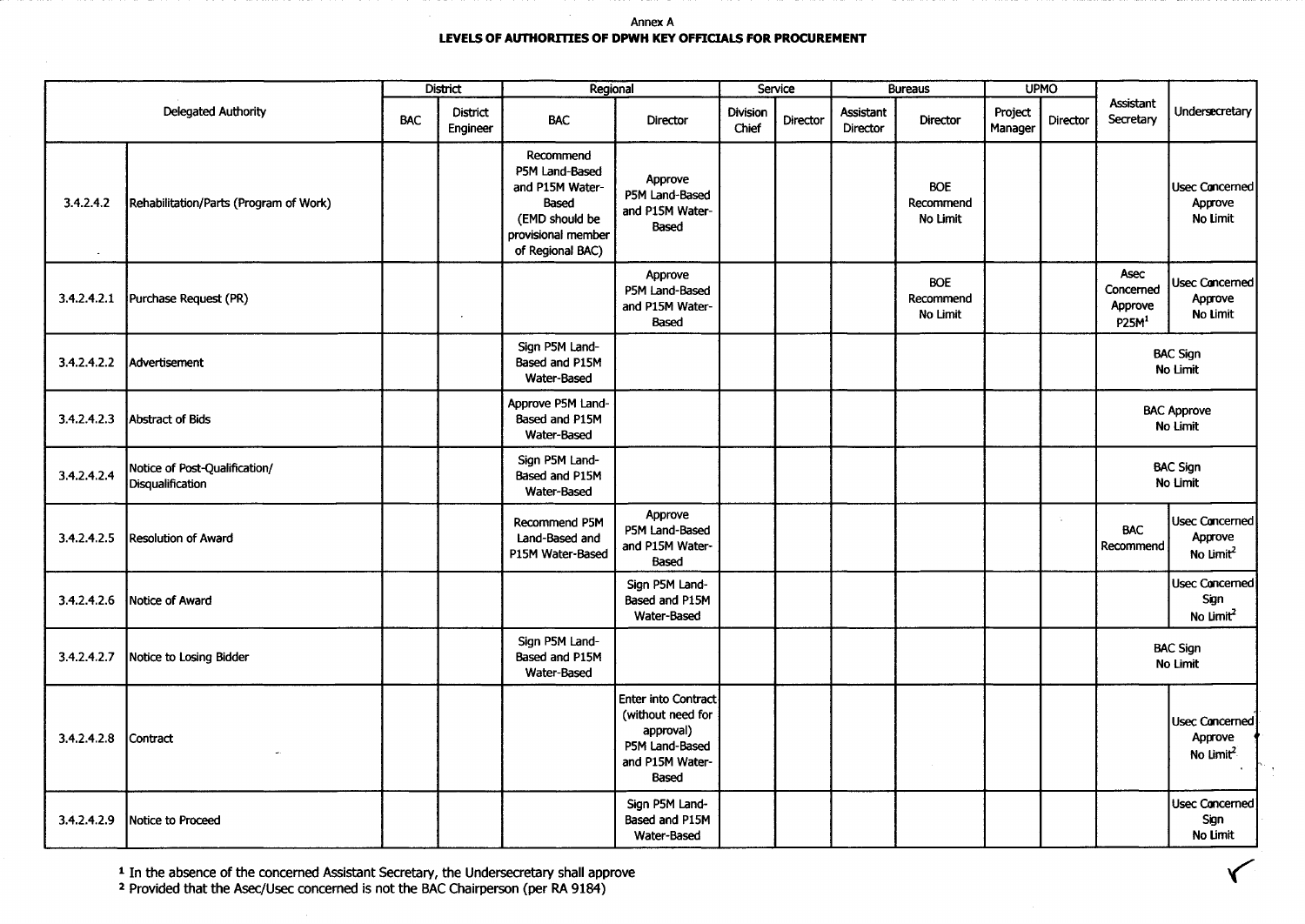Annex A

**LEVELS OF AUTHORITIES OF DPWH KEY OFFICIALS FOR PROCUREMENT**

| Delegated Authority | | District | | Regional | | Service | | Bureaus | | UPMO | | Assistant Secretary | Undersecretary |
|---|---|---|---|---|---|---|---|---|---|---|---|---|---|
| | | BAC | District Engineer | BAC | Director | Division Chief | Director | Assistant Director | Director | Project Manager | Director | | |
| 3.4.2.4.2 | Rehabilitation/Parts (Program of Work) | | | Recommend P5M Land-Based and P15M Water-Based (EMD should be provisional member of Regional BAC) | Approve P5M Land-Based and P15M Water-Based | | | | BOE Recommend No Limit | | | | Usec Concerned Approve No Limit |
| 3.4.2.4.2.1 | Purchase Request (PR) | | | | Approve P5M Land-Based and P15M Water-Based | | | | BOE Recommend No Limit | | | Asec Concerned Approve P25M[1] | Usec Concerned Approve No Limit |
| 3.4.2.4.2.2 | Advertisement | | | Sign P5M Land-Based and P15M Water-Based | | | | | | | | BAC Sign No Limit | |
| 3.4.2.4.2.3 | Abstract of Bids | | | Approve P5M Land-Based and P15M Water-Based | | | | | | | | BAC Approve No Limit | |
| 3.4.2.4.2.4 | Notice of Post-Qualification/ Disqualification | | | Sign P5M Land-Based and P15M Water-Based | | | | | | | | BAC Sign No Limit | |
| 3.4.2.4.2.5 | Resolution of Award | | | Recommend P5M Land-Based and P15M Water-Based | Approve P5M Land-Based and P15M Water-Based | | | | | | | BAC Recommend | Usec Concerned Approve No Limit[2] |
| 3.4.2.4.2.6 | Notice of Award | | | | Sign P5M Land-Based and P15M Water-Based | | | | | | | | Usec Concerned Sign No Limit[2] |
| 3.4.2.4.2.7 | Notice to Losing Bidder | | | Sign P5M Land-Based and P15M Water-Based | | | | | | | | BAC Sign No Limit | |
| 3.4.2.4.2.8 | Contract | | | | Enter into Contract (without need for approval) P5M Land-Based and P15M Water-Based | | | | | | | | Usec Concerned Approve No Limit[2] |
| 3.4.2.4.2.9 | Notice to Proceed | | | | Sign P5M Land-Based and P15M Water-Based | | | | | | | | Usec Concerned Sign No Limit |

[1] In the absence of the concerned Assistant Secretary, the Undersecretary shall approve

[2] Provided that the Asec/Usec concerned is not the BAC Chairperson (per RA 9184)